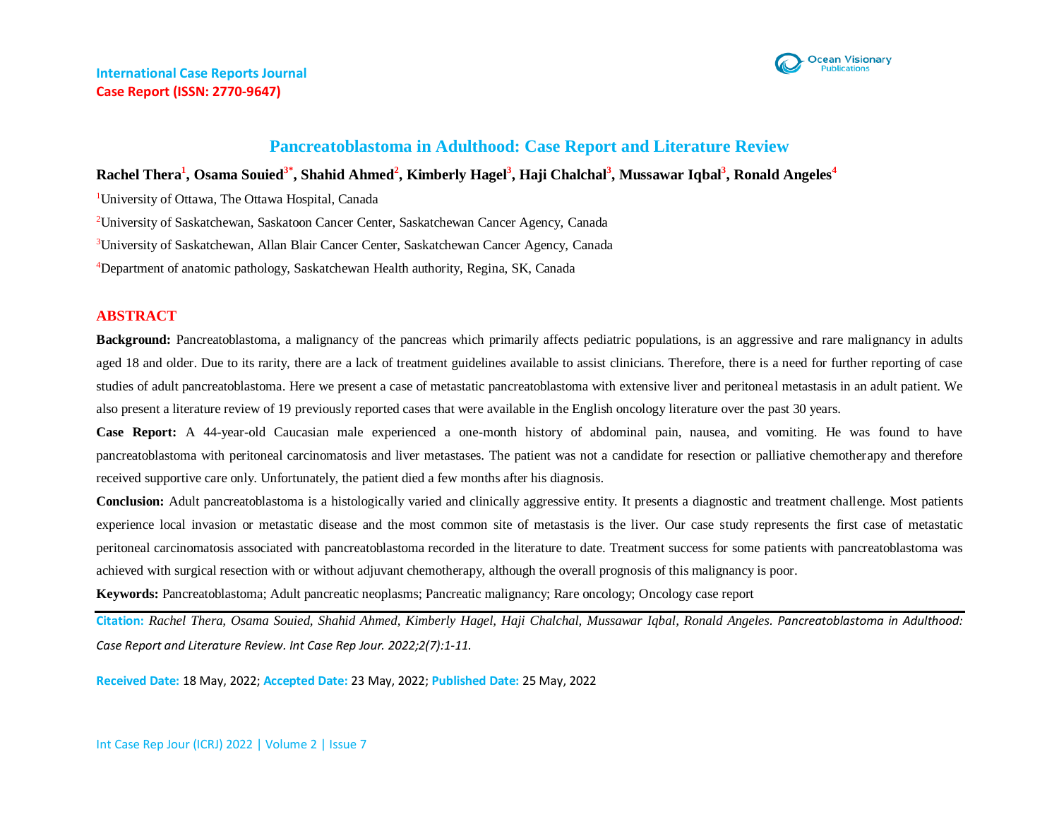International Case Reports Journal
**Case Report (ISSN: 2770-9647)**

# Pancreatoblastoma in Adulthood: Case Report and Literature Review

**Rachel Thera[1], Osama Souied[3*], Shahid Ahmed[2], Kimberly Hagel[3], Haji Chalchal[3], Mussawar Iqbal[3], Ronald Angeles[4]**

[1]University of Ottawa, The Ottawa Hospital, Canada

[2]University of Saskatchewan, Saskatoon Cancer Center, Saskatchewan Cancer Agency, Canada

[3]University of Saskatchewan, Allan Blair Cancer Center, Saskatchewan Cancer Agency, Canada

[4]Department of anatomic pathology, Saskatchewan Health authority, Regina, SK, Canada

## ABSTRACT

**Background:** Pancreatoblastoma, a malignancy of the pancreas which primarily affects pediatric populations, is an aggressive and rare malignancy in adults aged 18 and older. Due to its rarity, there are a lack of treatment guidelines available to assist clinicians. Therefore, there is a need for further reporting of case studies of adult pancreatoblastoma. Here we present a case of metastatic pancreatoblastoma with extensive liver and peritoneal metastasis in an adult patient. We also present a literature review of 19 previously reported cases that were available in the English oncology literature over the past 30 years.

**Case Report:** A 44-year-old Caucasian male experienced a one-month history of abdominal pain, nausea, and vomiting. He was found to have pancreatoblastoma with peritoneal carcinomatosis and liver metastases. The patient was not a candidate for resection or palliative chemotherapy and therefore received supportive care only. Unfortunately, the patient died a few months after his diagnosis.

**Conclusion:** Adult pancreatoblastoma is a histologically varied and clinically aggressive entity. It presents a diagnostic and treatment challenge. Most patients experience local invasion or metastatic disease and the most common site of metastasis is the liver. Our case study represents the first case of metastatic peritoneal carcinomatosis associated with pancreatoblastoma recorded in the literature to date. Treatment success for some patients with pancreatoblastoma was achieved with surgical resection with or without adjuvant chemotherapy, although the overall prognosis of this malignancy is poor.

**Keywords:** Pancreatoblastoma; Adult pancreatic neoplasms; Pancreatic malignancy; Rare oncology; Oncology case report

---

**Citation:** *Rachel Thera, Osama Souied, Shahid Ahmed, Kimberly Hagel, Haji Chalchal, Mussawar Iqbal, Ronald Angeles. Pancreatoblastoma in Adulthood: Case Report and Literature Review. Int Case Rep Jour. 2022;2(7):1-11.*

**Received Date:** 18 May, 2022; **Accepted Date:** 23 May, 2022; **Published Date:** 25 May, 2022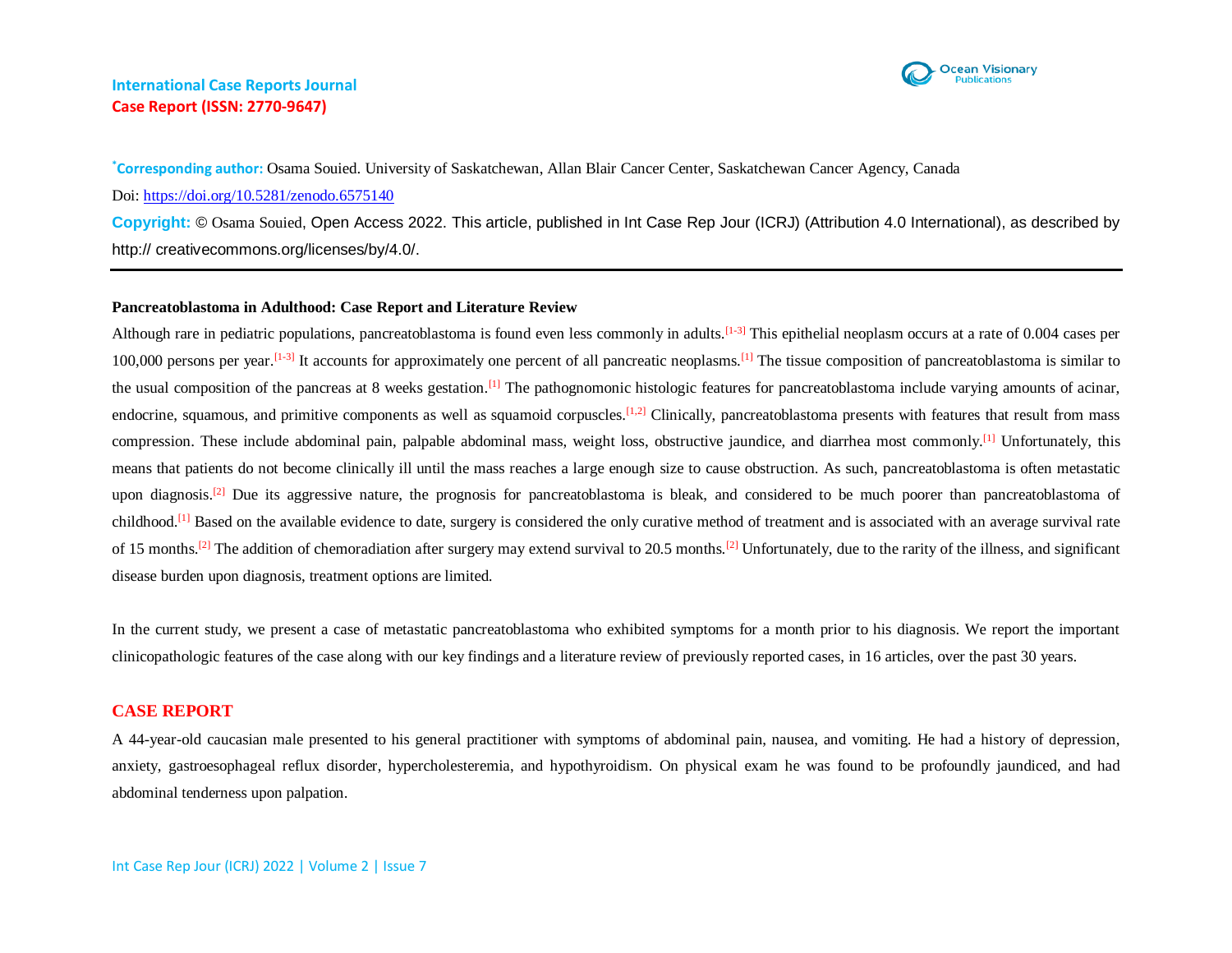***Corresponding author:** Osama Souied. University of Saskatchewan, Allan Blair Cancer Center, Saskatchewan Cancer Agency, Canada

Doi: https://doi.org/10.5281/zenodo.6575140

**Copyright:** © Osama Souied, Open Access 2022. This article, published in Int Case Rep Jour (ICRJ) (Attribution 4.0 International), as described by http:// creativecommons.org/licenses/by/4.0/.

---

**Pancreatoblastoma in Adulthood: Case Report and Literature Review**

Although rare in pediatric populations, pancreatoblastoma is found even less commonly in adults.[1-3] This epithelial neoplasm occurs at a rate of 0.004 cases per 100,000 persons per year.[1-3] It accounts for approximately one percent of all pancreatic neoplasms.[1] The tissue composition of pancreatoblastoma is similar to the usual composition of the pancreas at 8 weeks gestation.[1] The pathognomonic histologic features for pancreatoblastoma include varying amounts of acinar, endocrine, squamous, and primitive components as well as squamoid corpuscles.[1,2] Clinically, pancreatoblastoma presents with features that result from mass compression. These include abdominal pain, palpable abdominal mass, weight loss, obstructive jaundice, and diarrhea most commonly.[1] Unfortunately, this means that patients do not become clinically ill until the mass reaches a large enough size to cause obstruction. As such, pancreatoblastoma is often metastatic upon diagnosis.[2] Due its aggressive nature, the prognosis for pancreatoblastoma is bleak, and considered to be much poorer than pancreatoblastoma of childhood.[1] Based on the available evidence to date, surgery is considered the only curative method of treatment and is associated with an average survival rate of 15 months.[2] The addition of chemoradiation after surgery may extend survival to 20.5 months.[2] Unfortunately, due to the rarity of the illness, and significant disease burden upon diagnosis, treatment options are limited.

In the current study, we present a case of metastatic pancreatoblastoma who exhibited symptoms for a month prior to his diagnosis. We report the important clinicopathologic features of the case along with our key findings and a literature review of previously reported cases, in 16 articles, over the past 30 years.

## CASE REPORT

A 44-year-old caucasian male presented to his general practitioner with symptoms of abdominal pain, nausea, and vomiting. He had a history of depression, anxiety, gastroesophageal reflux disorder, hypercholesteremia, and hypothyroidism. On physical exam he was found to be profoundly jaundiced, and had abdominal tenderness upon palpation.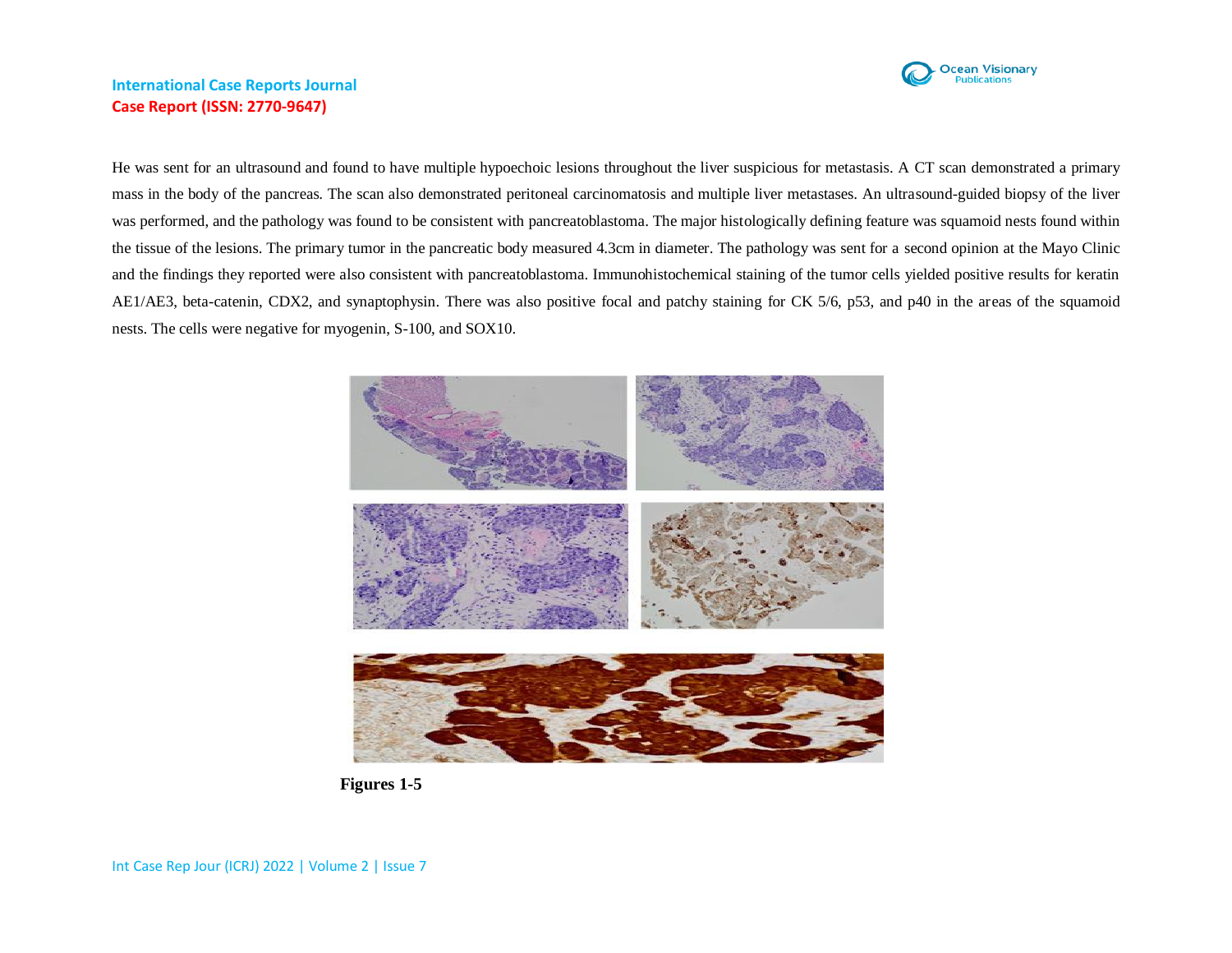He was sent for an ultrasound and found to have multiple hypoechoic lesions throughout the liver suspicious for metastasis. A CT scan demonstrated a primary mass in the body of the pancreas. The scan also demonstrated peritoneal carcinomatosis and multiple liver metastases. An ultrasound-guided biopsy of the liver was performed, and the pathology was found to be consistent with pancreatoblastoma. The major histologically defining feature was squamoid nests found within the tissue of the lesions. The primary tumor in the pancreatic body measured 4.3cm in diameter. The pathology was sent for a second opinion at the Mayo Clinic and the findings they reported were also consistent with pancreatoblastoma. Immunohistochemical staining of the tumor cells yielded positive results for keratin AE1/AE3, beta-catenin, CDX2, and synaptophysin. There was also positive focal and patchy staining for CK 5/6, p53, and p40 in the areas of the squamoid nests. The cells were negative for myogenin, S-100, and SOX10.

**Figures 1-5**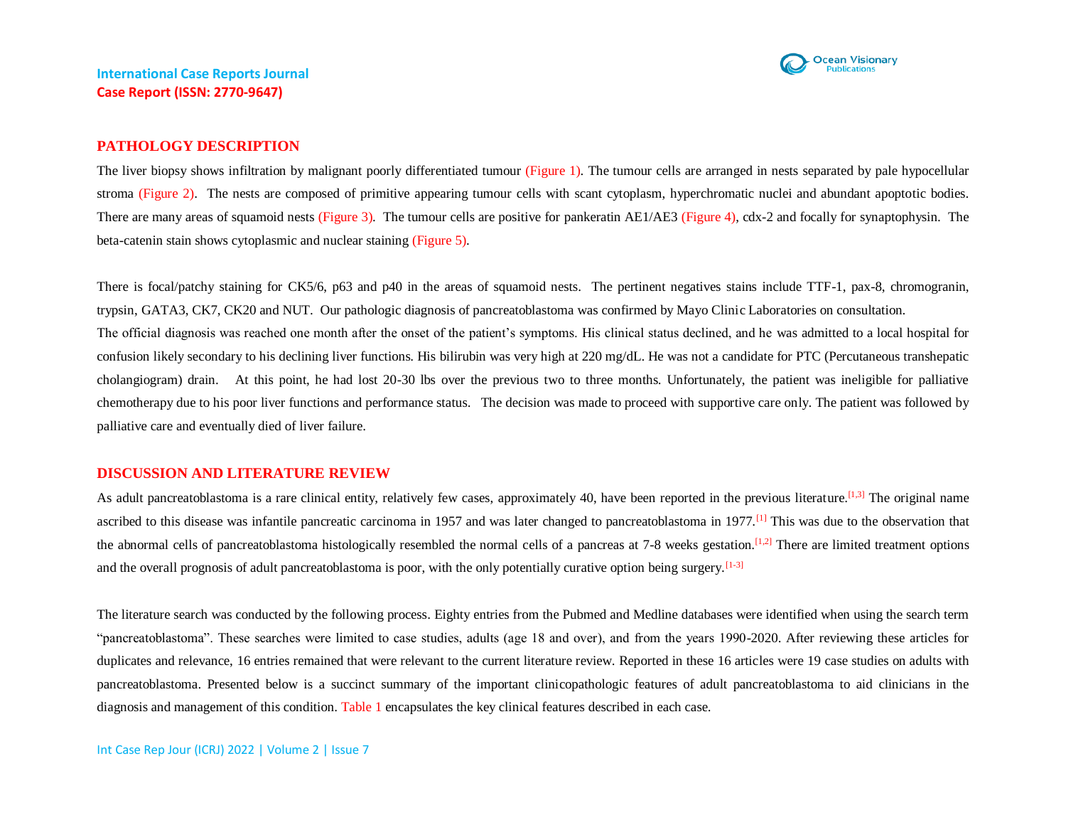## PATHOLOGY DESCRIPTION

The liver biopsy shows infiltration by malignant poorly differentiated tumour (Figure 1). The tumour cells are arranged in nests separated by pale hypocellular stroma (Figure 2). The nests are composed of primitive appearing tumour cells with scant cytoplasm, hyperchromatic nuclei and abundant apoptotic bodies. There are many areas of squamoid nests (Figure 3). The tumour cells are positive for pankeratin AE1/AE3 (Figure 4), cdx-2 and focally for synaptophysin. The beta-catenin stain shows cytoplasmic and nuclear staining (Figure 5).

There is focal/patchy staining for CK5/6, p63 and p40 in the areas of squamoid nests. The pertinent negatives stains include TTF-1, pax-8, chromogranin, trypsin, GATA3, CK7, CK20 and NUT. Our pathologic diagnosis of pancreatoblastoma was confirmed by Mayo Clinic Laboratories on consultation.

The official diagnosis was reached one month after the onset of the patient's symptoms. His clinical status declined, and he was admitted to a local hospital for confusion likely secondary to his declining liver functions. His bilirubin was very high at 220 mg/dL. He was not a candidate for PTC (Percutaneous transhepatic cholangiogram) drain. At this point, he had lost 20-30 lbs over the previous two to three months. Unfortunately, the patient was ineligible for palliative chemotherapy due to his poor liver functions and performance status. The decision was made to proceed with supportive care only. The patient was followed by palliative care and eventually died of liver failure.

## DISCUSSION AND LITERATURE REVIEW

As adult pancreatoblastoma is a rare clinical entity, relatively few cases, approximately 40, have been reported in the previous literature.[1,3] The original name ascribed to this disease was infantile pancreatic carcinoma in 1957 and was later changed to pancreatoblastoma in 1977.[1] This was due to the observation that the abnormal cells of pancreatoblastoma histologically resembled the normal cells of a pancreas at 7-8 weeks gestation.[1,2] There are limited treatment options and the overall prognosis of adult pancreatoblastoma is poor, with the only potentially curative option being surgery.[1-3]

The literature search was conducted by the following process. Eighty entries from the Pubmed and Medline databases were identified when using the search term "pancreatoblastoma". These searches were limited to case studies, adults (age 18 and over), and from the years 1990-2020. After reviewing these articles for duplicates and relevance, 16 entries remained that were relevant to the current literature review. Reported in these 16 articles were 19 case studies on adults with pancreatoblastoma. Presented below is a succinct summary of the important clinicopathologic features of adult pancreatoblastoma to aid clinicians in the diagnosis and management of this condition. Table 1 encapsulates the key clinical features described in each case.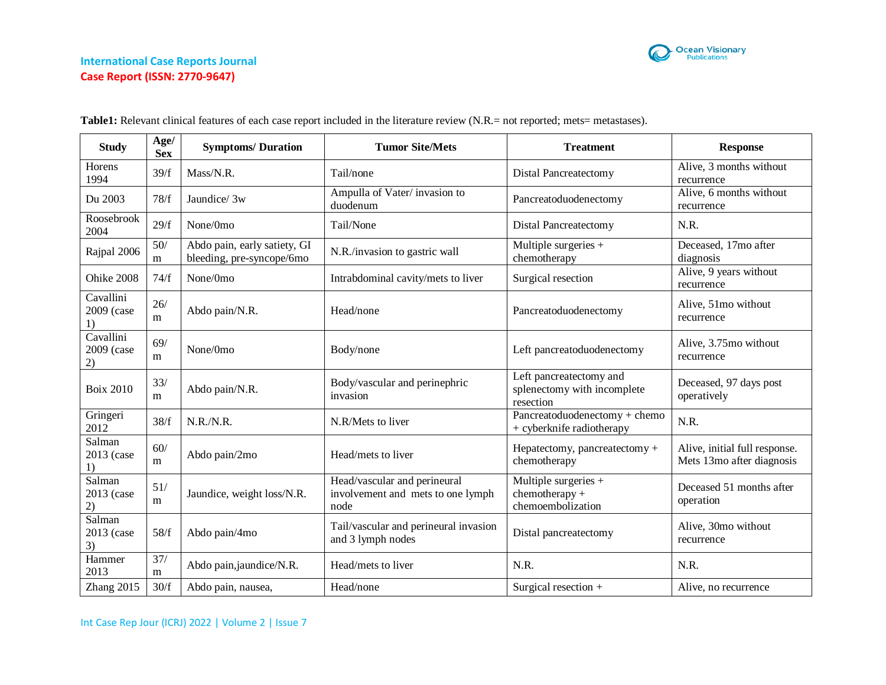**Table1:** Relevant clinical features of each case report included in the literature review (N.R.= not reported; mets= metastases).

| Study | Age/ Sex | Symptoms/ Duration | Tumor Site/Mets | Treatment | Response |
|---|---|---|---|---|---|
| Horens 1994 | 39/f | Mass/N.R. | Tail/none | Distal Pancreatectomy | Alive, 3 months without recurrence |
| Du 2003 | 78/f | Jaundice/ 3w | Ampulla of Vater/ invasion to duodenum | Pancreatoduodenectomy | Alive, 6 months without recurrence |
| Roosebrook 2004 | 29/f | None/0mo | Tail/None | Distal Pancreatectomy | N.R. |
| Rajpal 2006 | 50/ m | Abdo pain, early satiety, GI bleeding, pre-syncope/6mo | N.R./invasion to gastric wall | Multiple surgeries + chemotherapy | Deceased, 17mo after diagnosis |
| Ohike 2008 | 74/f | None/0mo | Intrabdominal cavity/mets to liver | Surgical resection | Alive, 9 years without recurrence |
| Cavallini 2009 (case 1) | 26/ m | Abdo pain/N.R. | Head/none | Pancreatoduodenectomy | Alive, 51mo without recurrence |
| Cavallini 2009 (case 2) | 69/ m | None/0mo | Body/none | Left pancreatoduodenectomy | Alive, 3.75mo without recurrence |
| Boix 2010 | 33/ m | Abdo pain/N.R. | Body/vascular and perinephric invasion | Left pancreatectomy and splenectomy with incomplete resection | Deceased, 97 days post operatively |
| Gringeri 2012 | 38/f | N.R./N.R. | N.R/Mets to liver | Pancreatoduodenectomy + chemo + cyberknife radiotherapy | N.R. |
| Salman 2013 (case 1) | 60/ m | Abdo pain/2mo | Head/mets to liver | Hepatectomy, pancreatectomy + chemotherapy | Alive, initial full response. Mets 13mo after diagnosis |
| Salman 2013 (case 2) | 51/ m | Jaundice, weight loss/N.R. | Head/vascular and perineural involvement and mets to one lymph node | Multiple surgeries + chemotherapy + chemoembolization | Deceased 51 months after operation |
| Salman 2013 (case 3) | 58/f | Abdo pain/4mo | Tail/vascular and perineural invasion and 3 lymph nodes | Distal pancreatectomy | Alive, 30mo without recurrence |
| Hammer 2013 | 37/ m | Abdo pain,jaundice/N.R. | Head/mets to liver | N.R. | N.R. |
| Zhang 2015 | 30/f | Abdo pain, nausea, | Head/none | Surgical resection + | Alive, no recurrence |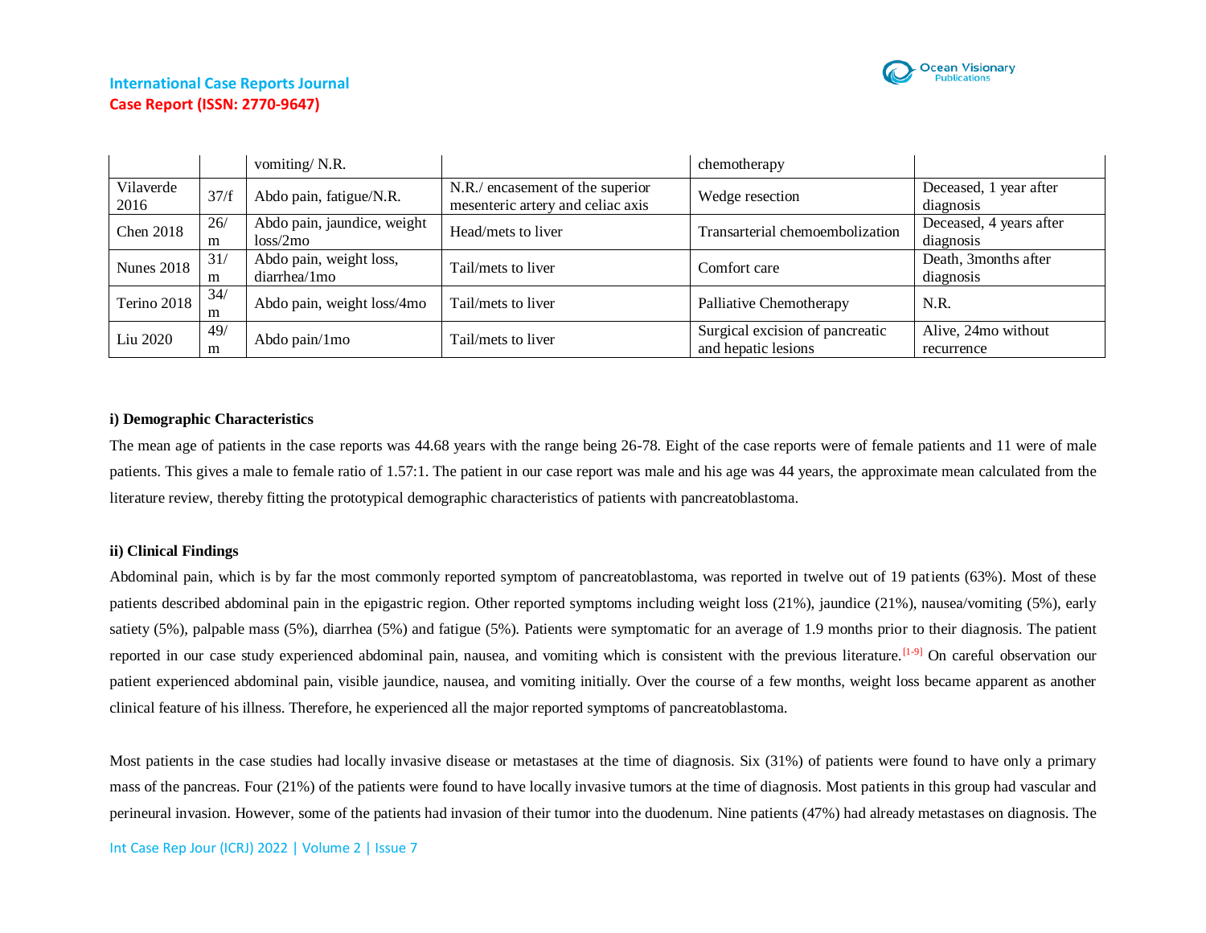| | | vomiting/ N.R. | | chemotherapy | |
|---|---|---|---|---|---|
| Vilaverde 2016 | 37/f | Abdo pain, fatigue/N.R. | N.R./ encasement of the superior mesenteric artery and celiac axis | Wedge resection | Deceased, 1 year after diagnosis |
| Chen 2018 | 26/m | Abdo pain, jaundice, weight loss/2mo | Head/mets to liver | Transarterial chemoembolization | Deceased, 4 years after diagnosis |
| Nunes 2018 | 31/m | Abdo pain, weight loss, diarrhea/1mo | Tail/mets to liver | Comfort care | Death, 3months after diagnosis |
| Terino 2018 | 34/m | Abdo pain, weight loss/4mo | Tail/mets to liver | Palliative Chemotherapy | N.R. |
| Liu 2020 | 49/m | Abdo pain/1mo | Tail/mets to liver | Surgical excision of pancreatic and hepatic lesions | Alive, 24mo without recurrence |

**i) Demographic Characteristics**

The mean age of patients in the case reports was 44.68 years with the range being 26-78. Eight of the case reports were of female patients and 11 were of male patients. This gives a male to female ratio of 1.57:1. The patient in our case report was male and his age was 44 years, the approximate mean calculated from the literature review, thereby fitting the prototypical demographic characteristics of patients with pancreatoblastoma.

**ii) Clinical Findings**

Abdominal pain, which is by far the most commonly reported symptom of pancreatoblastoma, was reported in twelve out of 19 patients (63%). Most of these patients described abdominal pain in the epigastric region. Other reported symptoms including weight loss (21%), jaundice (21%), nausea/vomiting (5%), early satiety (5%), palpable mass (5%), diarrhea (5%) and fatigue (5%). Patients were symptomatic for an average of 1.9 months prior to their diagnosis. The patient reported in our case study experienced abdominal pain, nausea, and vomiting which is consistent with the previous literature.[1-9] On careful observation our patient experienced abdominal pain, visible jaundice, nausea, and vomiting initially. Over the course of a few months, weight loss became apparent as another clinical feature of his illness. Therefore, he experienced all the major reported symptoms of pancreatoblastoma.

Most patients in the case studies had locally invasive disease or metastases at the time of diagnosis. Six (31%) of patients were found to have only a primary mass of the pancreas. Four (21%) of the patients were found to have locally invasive tumors at the time of diagnosis. Most patients in this group had vascular and perineural invasion. However, some of the patients had invasion of their tumor into the duodenum. Nine patients (47%) had already metastases on diagnosis. The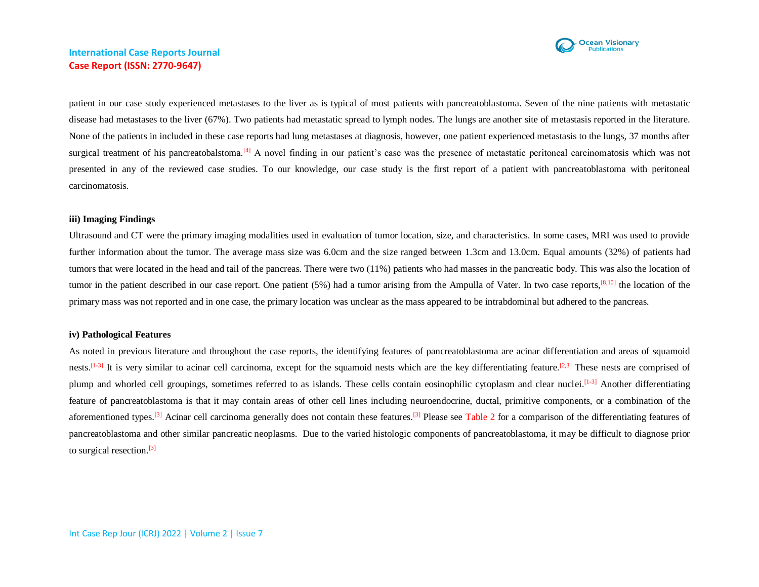patient in our case study experienced metastases to the liver as is typical of most patients with pancreatoblastoma. Seven of the nine patients with metastatic disease had metastases to the liver (67%). Two patients had metastatic spread to lymph nodes. The lungs are another site of metastasis reported in the literature. None of the patients in included in these case reports had lung metastases at diagnosis, however, one patient experienced metastasis to the lungs, 37 months after surgical treatment of his pancreatobalstoma.[4] A novel finding in our patient's case was the presence of metastatic peritoneal carcinomatosis which was not presented in any of the reviewed case studies. To our knowledge, our case study is the first report of a patient with pancreatoblastoma with peritoneal carcinomatosis.

**iii) Imaging Findings**

Ultrasound and CT were the primary imaging modalities used in evaluation of tumor location, size, and characteristics. In some cases, MRI was used to provide further information about the tumor. The average mass size was 6.0cm and the size ranged between 1.3cm and 13.0cm. Equal amounts (32%) of patients had tumors that were located in the head and tail of the pancreas. There were two (11%) patients who had masses in the pancreatic body. This was also the location of tumor in the patient described in our case report. One patient (5%) had a tumor arising from the Ampulla of Vater. In two case reports,[8,10] the location of the primary mass was not reported and in one case, the primary location was unclear as the mass appeared to be intrabdominal but adhered to the pancreas.

**iv) Pathological Features**

As noted in previous literature and throughout the case reports, the identifying features of pancreatoblastoma are acinar differentiation and areas of squamoid nests.[1-3] It is very similar to acinar cell carcinoma, except for the squamoid nests which are the key differentiating feature.[2,3] These nests are comprised of plump and whorled cell groupings, sometimes referred to as islands. These cells contain eosinophilic cytoplasm and clear nuclei.[1-3] Another differentiating feature of pancreatoblastoma is that it may contain areas of other cell lines including neuroendocrine, ductal, primitive components, or a combination of the aforementioned types.[3] Acinar cell carcinoma generally does not contain these features.[3] Please see Table 2 for a comparison of the differentiating features of pancreatoblastoma and other similar pancreatic neoplasms. Due to the varied histologic components of pancreatoblastoma, it may be difficult to diagnose prior to surgical resection.[3]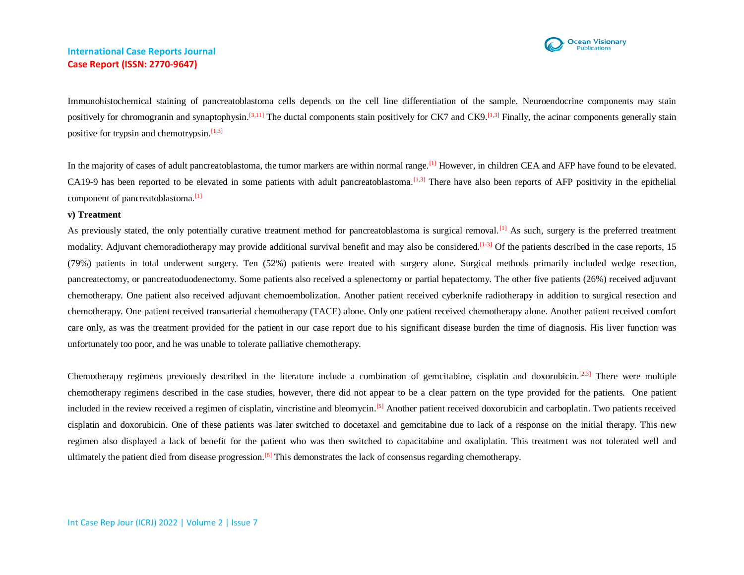Immunohistochemical staining of pancreatoblastoma cells depends on the cell line differentiation of the sample. Neuroendocrine components may stain positively for chromogranin and synaptophysin.[3,11] The ductal components stain positively for CK7 and CK9.[1,3] Finally, the acinar components generally stain positive for trypsin and chemotrypsin.[1,3]

In the majority of cases of adult pancreatoblastoma, the tumor markers are within normal range.[1] However, in children CEA and AFP have found to be elevated. CA19-9 has been reported to be elevated in some patients with adult pancreatoblastoma.[1,3] There have also been reports of AFP positivity in the epithelial component of pancreatoblastoma.[1]

**v) Treatment**

As previously stated, the only potentially curative treatment method for pancreatoblastoma is surgical removal.[1] As such, surgery is the preferred treatment modality. Adjuvant chemoradiotherapy may provide additional survival benefit and may also be considered.[1-3] Of the patients described in the case reports, 15 (79%) patients in total underwent surgery. Ten (52%) patients were treated with surgery alone. Surgical methods primarily included wedge resection, pancreatectomy, or pancreatoduodenectomy. Some patients also received a splenectomy or partial hepatectomy. The other five patients (26%) received adjuvant chemotherapy. One patient also received adjuvant chemoembolization. Another patient received cyberknife radiotherapy in addition to surgical resection and chemotherapy. One patient received transarterial chemotherapy (TACE) alone. Only one patient received chemotherapy alone. Another patient received comfort care only, as was the treatment provided for the patient in our case report due to his significant disease burden the time of diagnosis. His liver function was unfortunately too poor, and he was unable to tolerate palliative chemotherapy.

Chemotherapy regimens previously described in the literature include a combination of gemcitabine, cisplatin and doxorubicin.[2,3] There were multiple chemotherapy regimens described in the case studies, however, there did not appear to be a clear pattern on the type provided for the patients. One patient included in the review received a regimen of cisplatin, vincristine and bleomycin.[5] Another patient received doxorubicin and carboplatin. Two patients received cisplatin and doxorubicin. One of these patients was later switched to docetaxel and gemcitabine due to lack of a response on the initial therapy. This new regimen also displayed a lack of benefit for the patient who was then switched to capacitabine and oxaliplatin. This treatment was not tolerated well and ultimately the patient died from disease progression.[6] This demonstrates the lack of consensus regarding chemotherapy.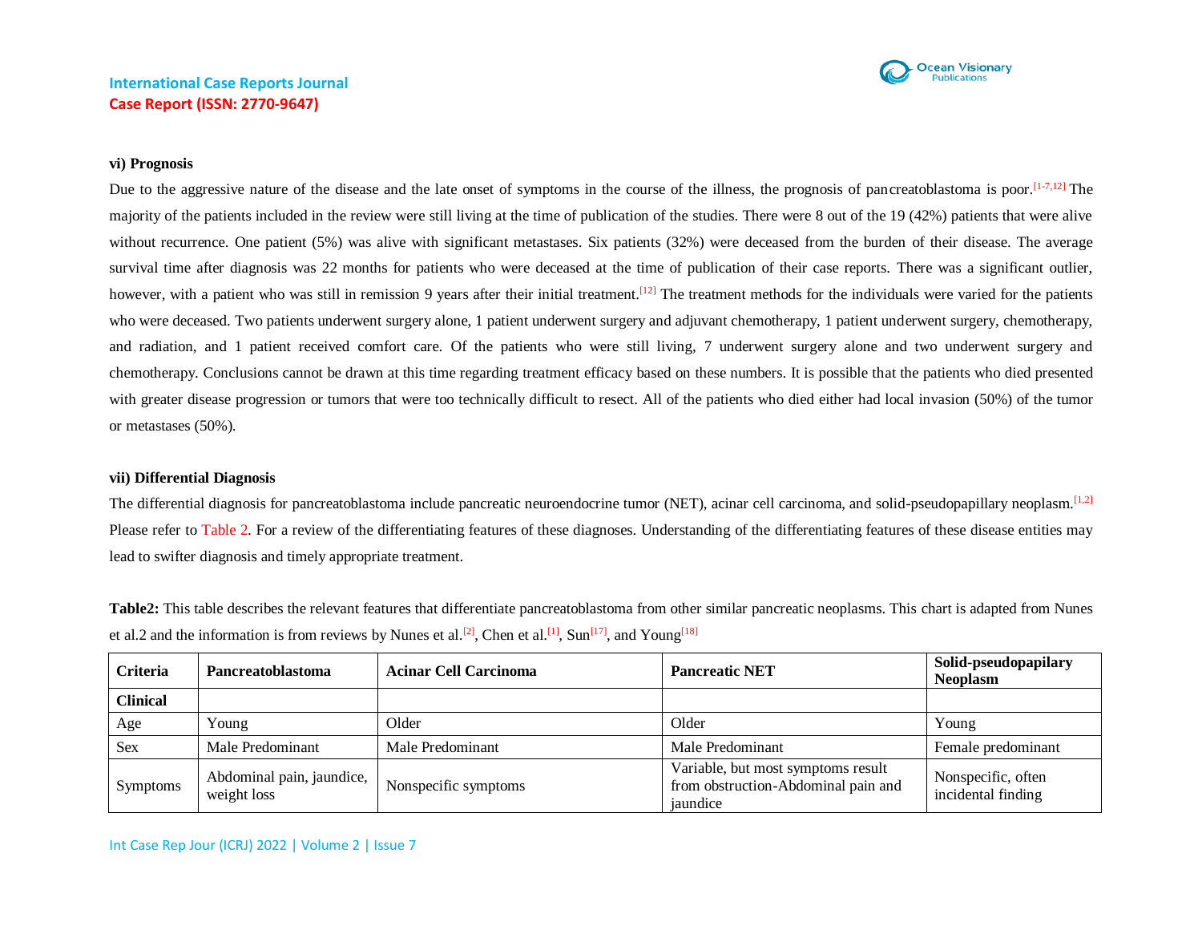### vi) Prognosis

Due to the aggressive nature of the disease and the late onset of symptoms in the course of the illness, the prognosis of pancreatoblastoma is poor.[1-7,12] The majority of the patients included in the review were still living at the time of publication of the studies. There were 8 out of the 19 (42%) patients that were alive without recurrence. One patient (5%) was alive with significant metastases. Six patients (32%) were deceased from the burden of their disease. The average survival time after diagnosis was 22 months for patients who were deceased at the time of publication of their case reports. There was a significant outlier, however, with a patient who was still in remission 9 years after their initial treatment.[12] The treatment methods for the individuals were varied for the patients who were deceased. Two patients underwent surgery alone, 1 patient underwent surgery and adjuvant chemotherapy, 1 patient underwent surgery, chemotherapy, and radiation, and 1 patient received comfort care. Of the patients who were still living, 7 underwent surgery alone and two underwent surgery and chemotherapy. Conclusions cannot be drawn at this time regarding treatment efficacy based on these numbers. It is possible that the patients who died presented with greater disease progression or tumors that were too technically difficult to resect. All of the patients who died either had local invasion (50%) of the tumor or metastases (50%).

### vii) Differential Diagnosis

The differential diagnosis for pancreatoblastoma include pancreatic neuroendocrine tumor (NET), acinar cell carcinoma, and solid-pseudopapillary neoplasm.[1,2] Please refer to Table 2. For a review of the differentiating features of these diagnoses. Understanding of the differentiating features of these disease entities may lead to swifter diagnosis and timely appropriate treatment.

**Table2:** This table describes the relevant features that differentiate pancreatoblastoma from other similar pancreatic neoplasms. This chart is adapted from Nunes et al.2 and the information is from reviews by Nunes et al.[2], Chen et al.[1], Sun[17], and Young[18]

| Criteria | Pancreatoblastoma | Acinar Cell Carcinoma | Pancreatic NET | Solid-pseudopapilary Neoplasm |
|---|---|---|---|---|
| **Clinical** | | | | |
| Age | Young | Older | Older | Young |
| Sex | Male Predominant | Male Predominant | Male Predominant | Female predominant |
| Symptoms | Abdominal pain, jaundice, weight loss | Nonspecific symptoms | Variable, but most symptoms result from obstruction-Abdominal pain and jaundice | Nonspecific, often incidental finding |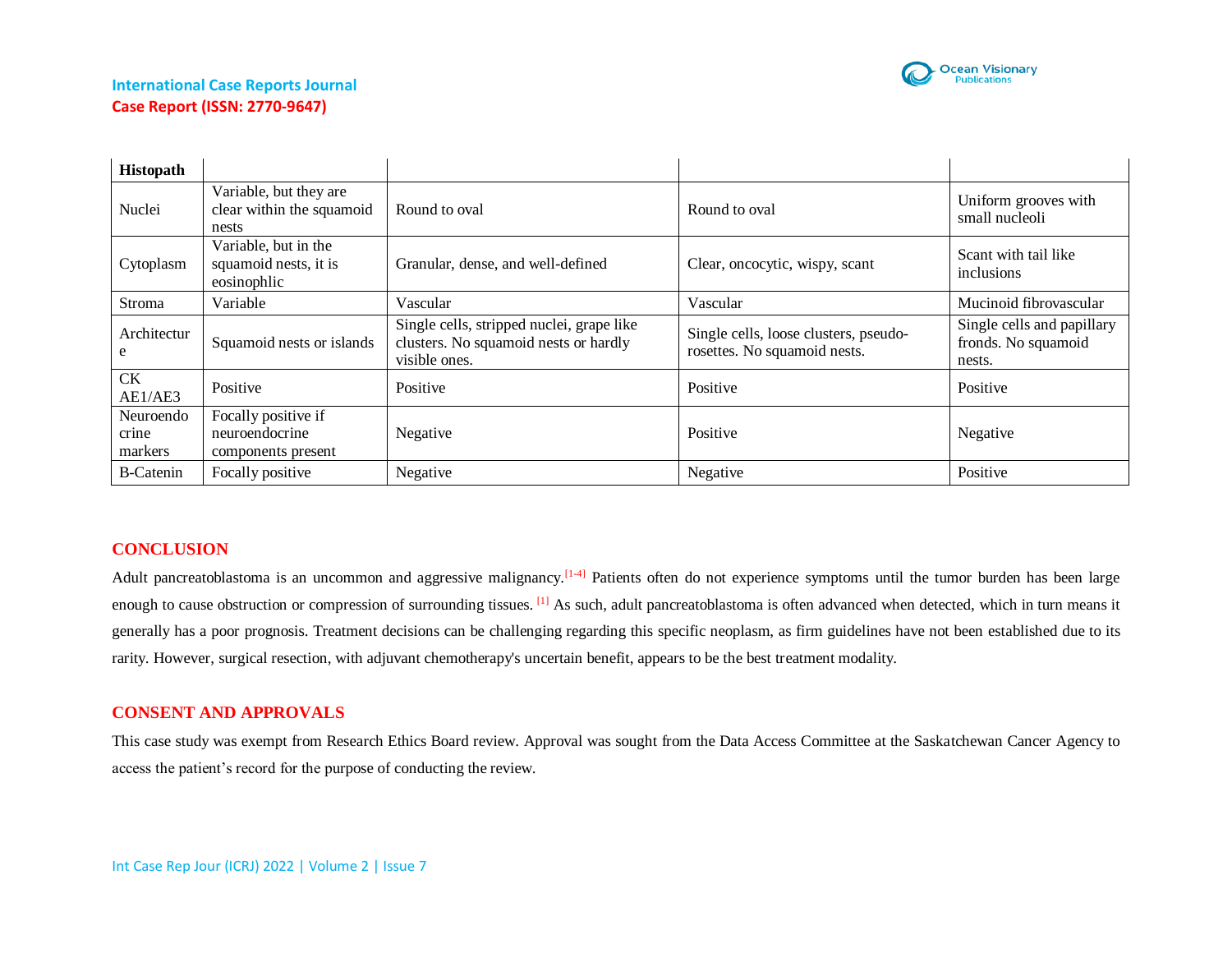| Histopath | | | | |
|---|---|---|---|---|
| Nuclei | Variable, but they are clear within the squamoid nests | Round to oval | Round to oval | Uniform grooves with small nucleoli |
| Cytoplasm | Variable, but in the squamoid nests, it is eosinophlic | Granular, dense, and well-defined | Clear, oncocytic, wispy, scant | Scant with tail like inclusions |
| Stroma | Variable | Vascular | Vascular | Mucinoid fibrovascular |
| Architecture | Squamoid nests or islands | Single cells, stripped nuclei, grape like clusters. No squamoid nests or hardly visible ones. | Single cells, loose clusters, pseudo-rosettes. No squamoid nests. | Single cells and papillary fronds. No squamoid nests. |
| CK AE1/AE3 | Positive | Positive | Positive | Positive |
| Neuroendocrine markers | Focally positive if neuroendocrine components present | Negative | Positive | Negative |
| B-Catenin | Focally positive | Negative | Negative | Positive |

## CONCLUSION

Adult pancreatoblastoma is an uncommon and aggressive malignancy.[1-4] Patients often do not experience symptoms until the tumor burden has been large enough to cause obstruction or compression of surrounding tissues. [1] As such, adult pancreatoblastoma is often advanced when detected, which in turn means it generally has a poor prognosis. Treatment decisions can be challenging regarding this specific neoplasm, as firm guidelines have not been established due to its rarity. However, surgical resection, with adjuvant chemotherapy's uncertain benefit, appears to be the best treatment modality.

## CONSENT AND APPROVALS

This case study was exempt from Research Ethics Board review. Approval was sought from the Data Access Committee at the Saskatchewan Cancer Agency to access the patient's record for the purpose of conducting the review.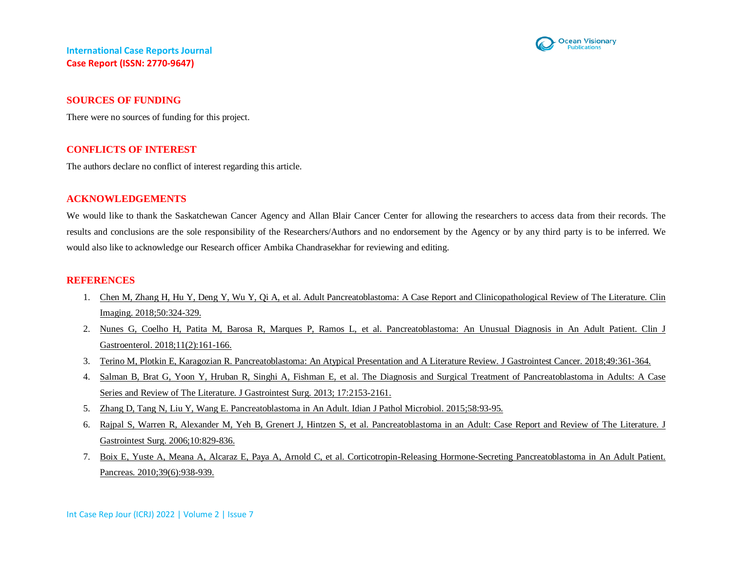## SOURCES OF FUNDING

There were no sources of funding for this project.

## CONFLICTS OF INTEREST

The authors declare no conflict of interest regarding this article.

## ACKNOWLEDGEMENTS

We would like to thank the Saskatchewan Cancer Agency and Allan Blair Cancer Center for allowing the researchers to access data from their records. The results and conclusions are the sole responsibility of the Researchers/Authors and no endorsement by the Agency or by any third party is to be inferred. We would also like to acknowledge our Research officer Ambika Chandrasekhar for reviewing and editing.

## REFERENCES

1. Chen M, Zhang H, Hu Y, Deng Y, Wu Y, Qi A, et al. Adult Pancreatoblastoma: A Case Report and Clinicopathological Review of The Literature. Clin Imaging. 2018;50:324-329.
2. Nunes G, Coelho H, Patita M, Barosa R, Marques P, Ramos L, et al. Pancreatoblastoma: An Unusual Diagnosis in An Adult Patient. Clin J Gastroenterol. 2018;11(2):161-166.
3. Terino M, Plotkin E, Karagozian R. Pancreatoblastoma: An Atypical Presentation and A Literature Review. J Gastrointest Cancer. 2018;49:361-364.
4. Salman B, Brat G, Yoon Y, Hruban R, Singhi A, Fishman E, et al. The Diagnosis and Surgical Treatment of Pancreatoblastoma in Adults: A Case Series and Review of The Literature. J Gastrointest Surg. 2013; 17:2153-2161.
5. Zhang D, Tang N, Liu Y, Wang E. Pancreatoblastoma in An Adult. Idian J Pathol Microbiol. 2015;58:93-95.
6. Rajpal S, Warren R, Alexander M, Yeh B, Grenert J, Hintzen S, et al. Pancreatoblastoma in an Adult: Case Report and Review of The Literature. J Gastrointest Surg. 2006;10:829-836.
7. Boix E, Yuste A, Meana A, Alcaraz E, Paya A, Arnold C, et al. Corticotropin-Releasing Hormone-Secreting Pancreatoblastoma in An Adult Patient. Pancreas. 2010;39(6):938-939.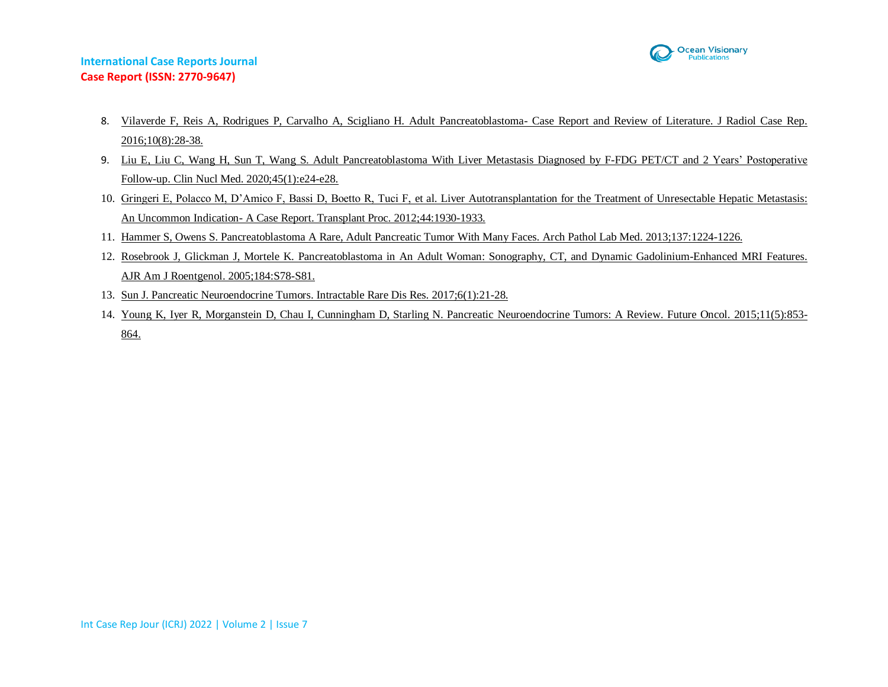8. Vilaverde F, Reis A, Rodrigues P, Carvalho A, Scigliano H. Adult Pancreatoblastoma- Case Report and Review of Literature. J Radiol Case Rep. 2016;10(8):28-38.
9. Liu E, Liu C, Wang H, Sun T, Wang S. Adult Pancreatoblastoma With Liver Metastasis Diagnosed by F-FDG PET/CT and 2 Years' Postoperative Follow-up. Clin Nucl Med. 2020;45(1):e24-e28.
10. Gringeri E, Polacco M, D'Amico F, Bassi D, Boetto R, Tuci F, et al. Liver Autotransplantation for the Treatment of Unresectable Hepatic Metastasis: An Uncommon Indication- A Case Report. Transplant Proc. 2012;44:1930-1933.
11. Hammer S, Owens S. Pancreatoblastoma A Rare, Adult Pancreatic Tumor With Many Faces. Arch Pathol Lab Med. 2013;137:1224-1226.
12. Rosebrook J, Glickman J, Mortele K. Pancreatoblastoma in An Adult Woman: Sonography, CT, and Dynamic Gadolinium-Enhanced MRI Features. AJR Am J Roentgenol. 2005;184:S78-S81.
13. Sun J. Pancreatic Neuroendocrine Tumors. Intractable Rare Dis Res. 2017;6(1):21-28.
14. Young K, Iyer R, Morganstein D, Chau I, Cunningham D, Starling N. Pancreatic Neuroendocrine Tumors: A Review. Future Oncol. 2015;11(5):853-864.